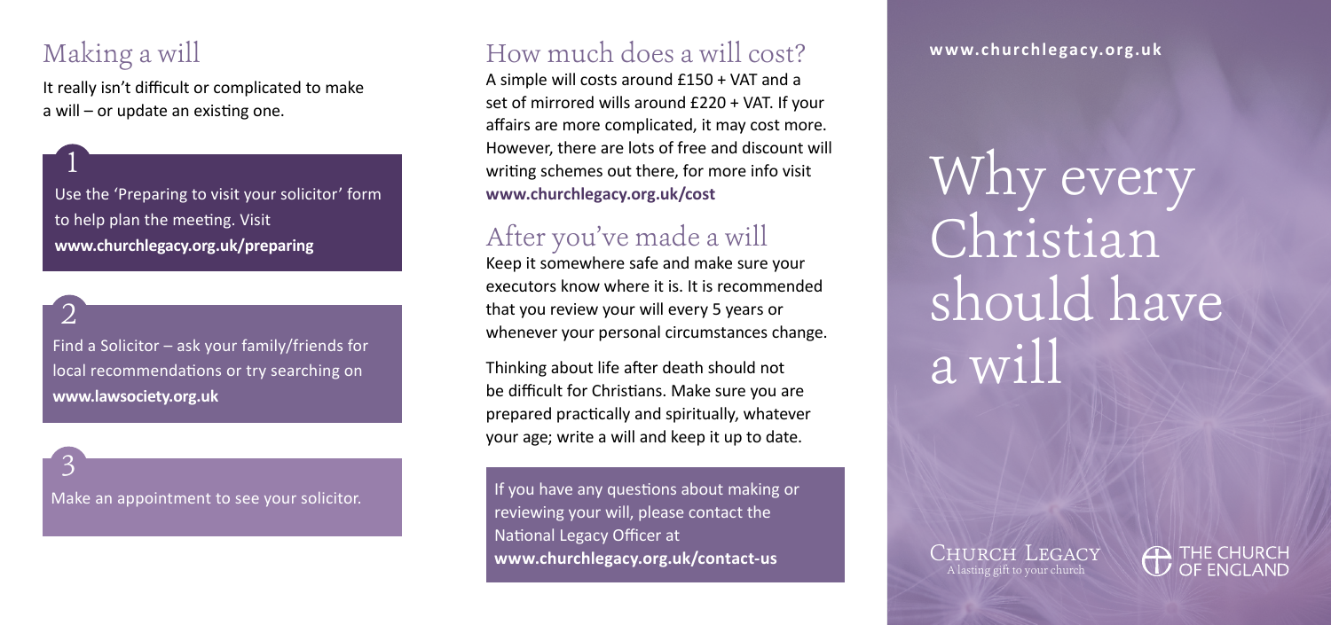## Making a will

It really isn't difficult or complicated to make a will – or update an existing one.

1

Use the 'Preparing to visit your solicitor' form to help plan the meeting. Visit **www.churchlegacy.org.uk/preparing**

2

Find a Solicitor – ask your family/friends for local recommendations or try searching on **www.lawsociety.org.uk**

3

Make an appointment to see your solicitor.

## How much does a will cost?

A simple will costs around £150 + VAT and a set of mirrored wills around £220 + VAT. If your affairs are more complicated, it may cost more. However, there are lots of free and discount will writing schemes out there, for more info visit **www.churchlegacy.org.uk/cost**

## After you've made a will

Keep it somewhere safe and make sure your executors know where it is. It is recommended that you review your will every 5 years or whenever your personal circumstances change.

Thinking about life after death should not be difficult for Christians. Make sure you are prepared practically and spiritually, whatever your age; write a will and keep it up to date.

If you have any questions about making or reviewing your will, please contact the National Legacy Officer at **www.churchlegacy.org.uk/contact-us**

**www.churchlegacy.org.uk**

# Why every Christian should have a will

Church Legacy
A lasting gift to your church

The Church of England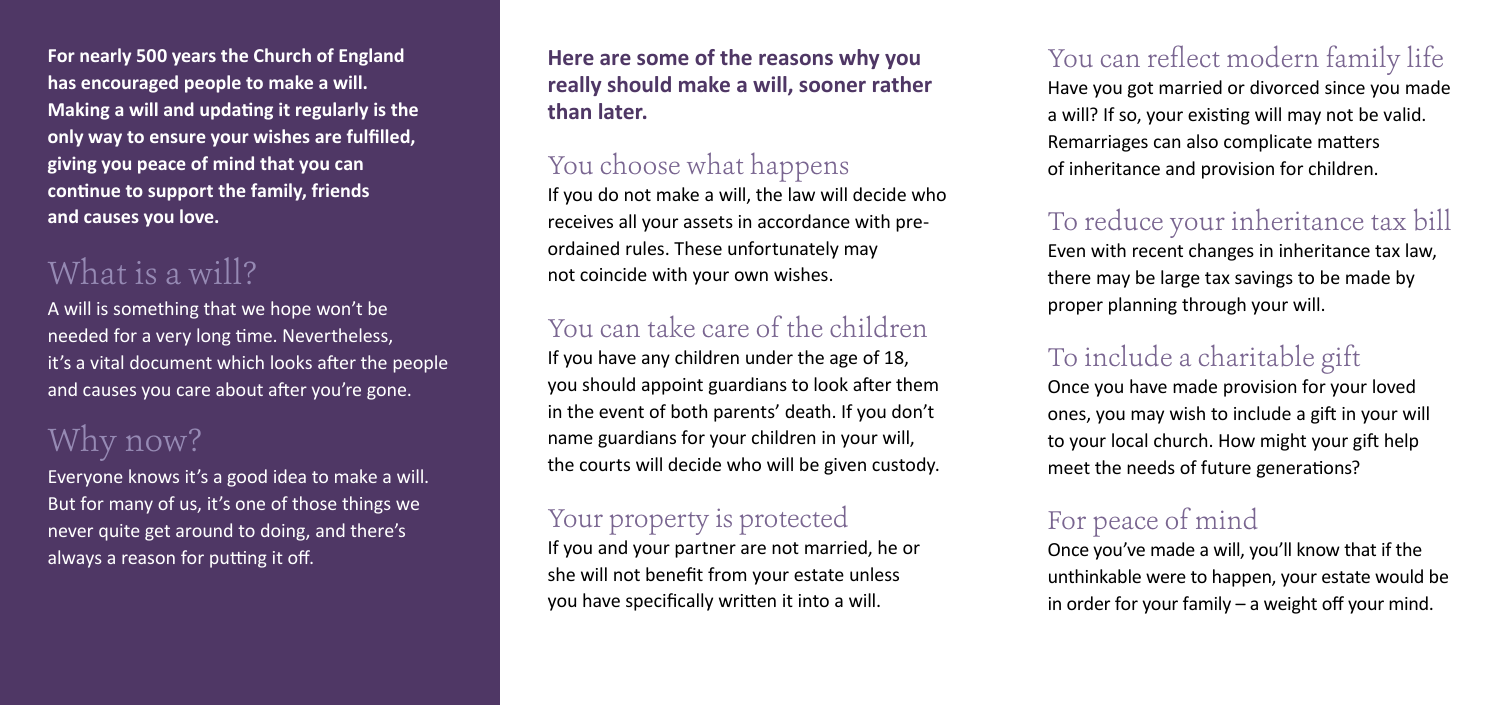**For nearly 500 years the Church of England has encouraged people to make a will. Making a will and updating it regularly is the only way to ensure your wishes are fulfilled, giving you peace of mind that you can continue to support the family, friends and causes you love.**

## What is a will?

A will is something that we hope won't be needed for a very long time. Nevertheless, it's a vital document which looks after the people and causes you care about after you're gone.

## Why now?

Everyone knows it's a good idea to make a will. But for many of us, it's one of those things we never quite get around to doing, and there's always a reason for putting it off.

**Here are some of the reasons why you really should make a will, sooner rather than later.**

### You choose what happens

If you do not make a will, the law will decide who receives all your assets in accordance with pre-ordained rules. These unfortunately may not coincide with your own wishes.

### You can take care of the children

If you have any children under the age of 18, you should appoint guardians to look after them in the event of both parents' death. If you don't name guardians for your children in your will, the courts will decide who will be given custody.

### Your property is protected

If you and your partner are not married, he or she will not benefit from your estate unless you have specifically written it into a will.

### You can reflect modern family life

Have you got married or divorced since you made a will? If so, your existing will may not be valid. Remarriages can also complicate matters of inheritance and provision for children.

### To reduce your inheritance tax bill

Even with recent changes in inheritance tax law, there may be large tax savings to be made by proper planning through your will.

### To include a charitable gift

Once you have made provision for your loved ones, you may wish to include a gift in your will to your local church. How might your gift help meet the needs of future generations?

### For peace of mind

Once you've made a will, you'll know that if the unthinkable were to happen, your estate would be in order for your family – a weight off your mind.